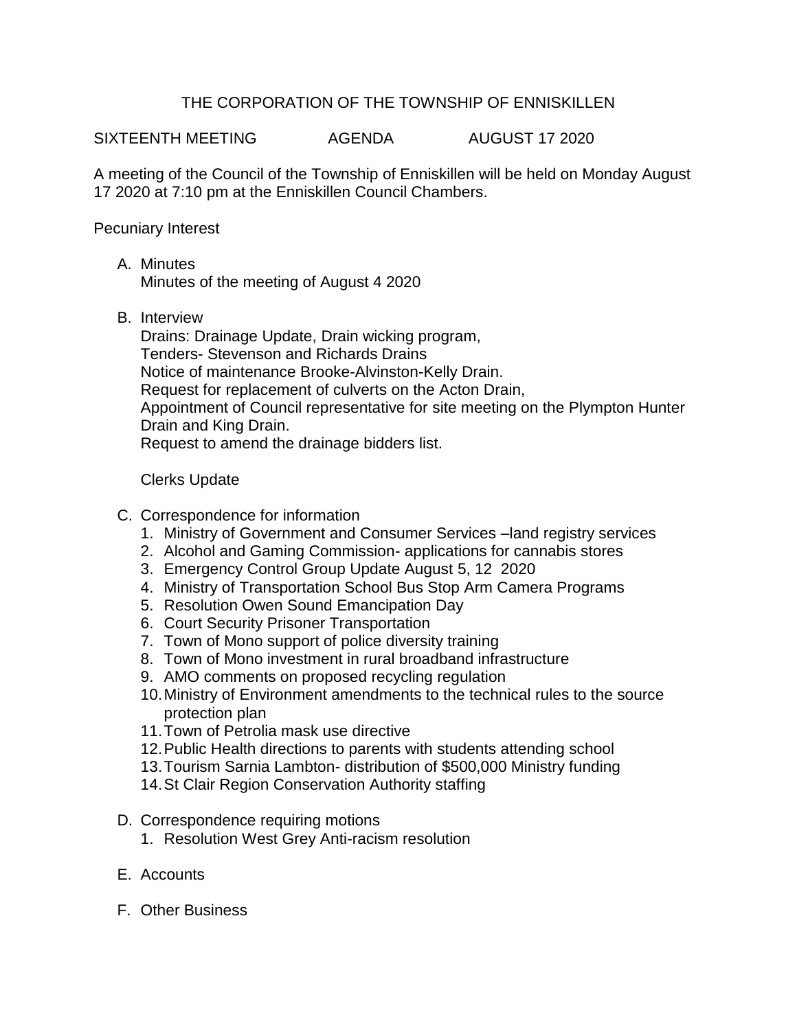# THE CORPORATION OF THE TOWNSHIP OF ENNISKILLEN

SIXTEENTH MEETING AGENDA AUGUST 17 2020

A meeting of the Council of the Township of Enniskillen will be held on Monday August 17 2020 at 7:10 pm at the Enniskillen Council Chambers.

Pecuniary Interest

A. Minutes
   Minutes of the meeting of August 4 2020

B. Interview
   Drains: Drainage Update, Drain wicking program,
   Tenders- Stevenson and Richards Drains
   Notice of maintenance Brooke-Alvinston-Kelly Drain.
   Request for replacement of culverts on the Acton Drain,
   Appointment of Council representative for site meeting on the Plympton Hunter Drain and King Drain.
   Request to amend the drainage bidders list.

   Clerks Update

C. Correspondence for information
   1. Ministry of Government and Consumer Services –land registry services
   2. Alcohol and Gaming Commission- applications for cannabis stores
   3. Emergency Control Group Update August 5, 12 2020
   4. Ministry of Transportation School Bus Stop Arm Camera Programs
   5. Resolution Owen Sound Emancipation Day
   6. Court Security Prisoner Transportation
   7. Town of Mono support of police diversity training
   8. Town of Mono investment in rural broadband infrastructure
   9. AMO comments on proposed recycling regulation
   10. Ministry of Environment amendments to the technical rules to the source protection plan
   11. Town of Petrolia mask use directive
   12. Public Health directions to parents with students attending school
   13. Tourism Sarnia Lambton- distribution of $500,000 Ministry funding
   14. St Clair Region Conservation Authority staffing

D. Correspondence requiring motions
   1. Resolution West Grey Anti-racism resolution

E. Accounts

F. Other Business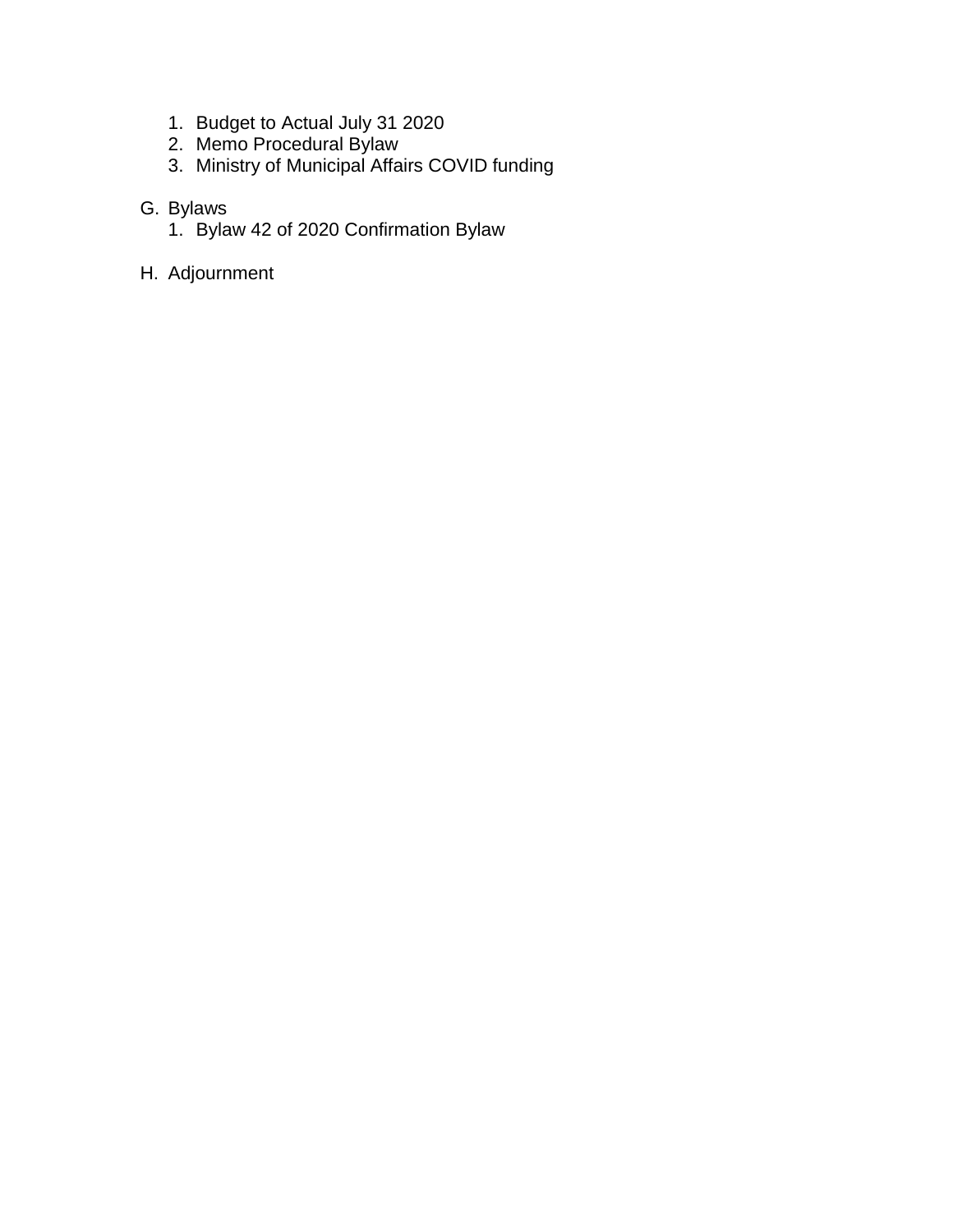1. Budget to Actual July 31 2020
2. Memo Procedural Bylaw
3. Ministry of Municipal Affairs COVID funding

G. Bylaws

1. Bylaw 42 of 2020 Confirmation Bylaw

H. Adjournment